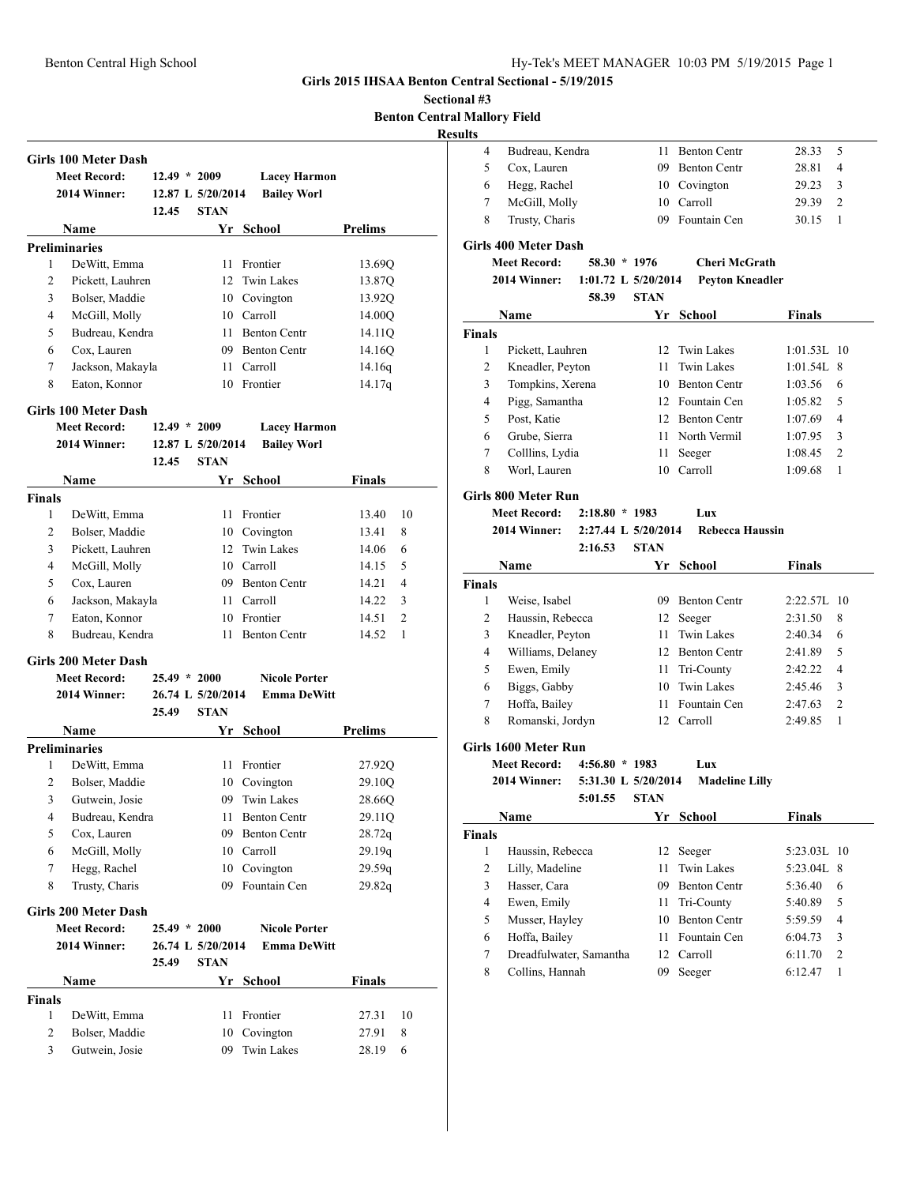# Girls 2015 IHSAA Benton Central Sectional - 5/19/2015

## Sectional #3

## Benton Central Mallory Field

### Results

### Girls 100 Meter Dash

**Meet Record:** 12.49 * 2009 **Lacey Harmon**
**2014 Winner:** 12.87 L 5/20/2014 **Bailey Worl**
12.45 **STAN**

| | Name | Yr | School | Prelims |
|---|---|---|---|---|
| **Preliminaries** | | | | |
| 1 | DeWitt, Emma | 11 | Frontier | 13.69Q |
| 2 | Pickett, Lauhren | 12 | Twin Lakes | 13.87Q |
| 3 | Bolser, Maddie | 10 | Covington | 13.92Q |
| 4 | McGill, Molly | 10 | Carroll | 14.00Q |
| 5 | Budreau, Kendra | 11 | Benton Centr | 14.11Q |
| 6 | Cox, Lauren | 09 | Benton Centr | 14.16Q |
| 7 | Jackson, Makayla | 11 | Carroll | 14.16q |
| 8 | Eaton, Konnor | 10 | Frontier | 14.17q |

### Girls 100 Meter Dash

**Meet Record:** 12.49 * 2009 **Lacey Harmon**
**2014 Winner:** 12.87 L 5/20/2014 **Bailey Worl**
12.45 **STAN**

| | Name | Yr | School | Finals | |
|---|---|---|---|---|---|
| **Finals** | | | | | |
| 1 | DeWitt, Emma | 11 | Frontier | 13.40 | 10 |
| 2 | Bolser, Maddie | 10 | Covington | 13.41 | 8 |
| 3 | Pickett, Lauhren | 12 | Twin Lakes | 14.06 | 6 |
| 4 | McGill, Molly | 10 | Carroll | 14.15 | 5 |
| 5 | Cox, Lauren | 09 | Benton Centr | 14.21 | 4 |
| 6 | Jackson, Makayla | 11 | Carroll | 14.22 | 3 |
| 7 | Eaton, Konnor | 10 | Frontier | 14.51 | 2 |
| 8 | Budreau, Kendra | 11 | Benton Centr | 14.52 | 1 |

### Girls 200 Meter Dash

**Meet Record:** 25.49 * 2000 **Nicole Porter**
**2014 Winner:** 26.74 L 5/20/2014 **Emma DeWitt**
25.49 **STAN**

| | Name | Yr | School | Prelims |
|---|---|---|---|---|
| **Preliminaries** | | | | |
| 1 | DeWitt, Emma | 11 | Frontier | 27.92Q |
| 2 | Bolser, Maddie | 10 | Covington | 29.10Q |
| 3 | Gutwein, Josie | 09 | Twin Lakes | 28.66Q |
| 4 | Budreau, Kendra | 11 | Benton Centr | 29.11Q |
| 5 | Cox, Lauren | 09 | Benton Centr | 28.72q |
| 6 | McGill, Molly | 10 | Carroll | 29.19q |
| 7 | Hegg, Rachel | 10 | Covington | 29.59q |
| 8 | Trusty, Charis | 09 | Fountain Cen | 29.82q |

### Girls 200 Meter Dash

**Meet Record:** 25.49 * 2000 **Nicole Porter**
**2014 Winner:** 26.74 L 5/20/2014 **Emma DeWitt**
25.49 **STAN**

| | Name | Yr | School | Finals | |
|---|---|---|---|---|---|
| **Finals** | | | | | |
| 1 | DeWitt, Emma | 11 | Frontier | 27.31 | 10 |
| 2 | Bolser, Maddie | 10 | Covington | 27.91 | 8 |
| 3 | Gutwein, Josie | 09 | Twin Lakes | 28.19 | 6 |
| 4 | Budreau, Kendra | 11 | Benton Centr | 28.33 | 5 |
| 5 | Cox, Lauren | 09 | Benton Centr | 28.81 | 4 |
| 6 | Hegg, Rachel | 10 | Covington | 29.23 | 3 |
| 7 | McGill, Molly | 10 | Carroll | 29.39 | 2 |
| 8 | Trusty, Charis | 09 | Fountain Cen | 30.15 | 1 |

### Girls 400 Meter Dash

**Meet Record:** 58.30 * 1976 **Cheri McGrath**
**2014 Winner:** 1:01.72 L 5/20/2014 **Peyton Kneadler**
58.39 **STAN**

| | Name | Yr | School | Finals | |
|---|---|---|---|---|---|
| **Finals** | | | | | |
| 1 | Pickett, Lauhren | 12 | Twin Lakes | 1:01.53L | 10 |
| 2 | Kneadler, Peyton | 11 | Twin Lakes | 1:01.54L | 8 |
| 3 | Tompkins, Xerena | 10 | Benton Centr | 1:03.56 | 6 |
| 4 | Pigg, Samantha | 12 | Fountain Cen | 1:05.82 | 5 |
| 5 | Post, Katie | 12 | Benton Centr | 1:07.69 | 4 |
| 6 | Grube, Sierra | 11 | North Vermil | 1:07.95 | 3 |
| 7 | Colllins, Lydia | 11 | Seeger | 1:08.45 | 2 |
| 8 | Worl, Lauren | 10 | Carroll | 1:09.68 | 1 |

### Girls 800 Meter Run

**Meet Record:** 2:18.80 * 1983 **Lux**
**2014 Winner:** 2:27.44 L 5/20/2014 **Rebecca Haussin**
2:16.53 **STAN**

| | Name | Yr | School | Finals | |
|---|---|---|---|---|---|
| **Finals** | | | | | |
| 1 | Weise, Isabel | 09 | Benton Centr | 2:22.57L | 10 |
| 2 | Haussin, Rebecca | 12 | Seeger | 2:31.50 | 8 |
| 3 | Kneadler, Peyton | 11 | Twin Lakes | 2:40.34 | 6 |
| 4 | Williams, Delaney | 12 | Benton Centr | 2:41.89 | 5 |
| 5 | Ewen, Emily | 11 | Tri-County | 2:42.22 | 4 |
| 6 | Biggs, Gabby | 10 | Twin Lakes | 2:45.46 | 3 |
| 7 | Hoffa, Bailey | 11 | Fountain Cen | 2:47.63 | 2 |
| 8 | Romanski, Jordyn | 12 | Carroll | 2:49.85 | 1 |

### Girls 1600 Meter Run

**Meet Record:** 4:56.80 * 1983 **Lux**
**2014 Winner:** 5:31.30 L 5/20/2014 **Madeline Lilly**
5:01.55 **STAN**

| | Name | Yr | School | Finals | |
|---|---|---|---|---|---|
| **Finals** | | | | | |
| 1 | Haussin, Rebecca | 12 | Seeger | 5:23.03L | 10 |
| 2 | Lilly, Madeline | 11 | Twin Lakes | 5:23.04L | 8 |
| 3 | Hasser, Cara | 09 | Benton Centr | 5:36.40 | 6 |
| 4 | Ewen, Emily | 11 | Tri-County | 5:40.89 | 5 |
| 5 | Musser, Hayley | 10 | Benton Centr | 5:59.59 | 4 |
| 6 | Hoffa, Bailey | 11 | Fountain Cen | 6:04.73 | 3 |
| 7 | Dreadfulwater, Samantha | 12 | Carroll | 6:11.70 | 2 |
| 8 | Collins, Hannah | 09 | Seeger | 6:12.47 | 1 |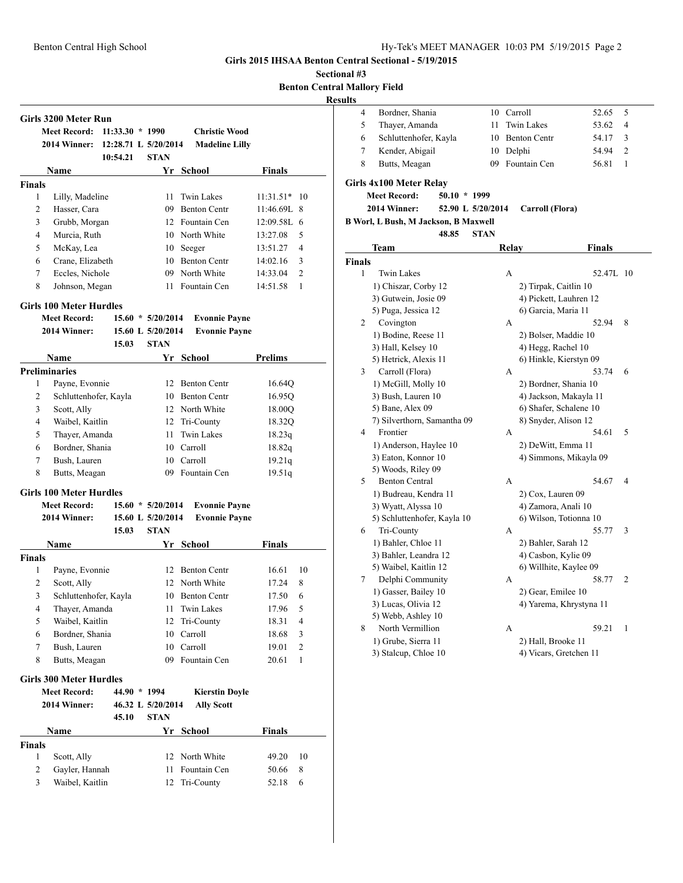# Girls 2015 IHSAA Benton Central Sectional - 5/19/2015

**Sectional #3**

**Benton Central Mallory Field**

**Results**

## Girls 3200 Meter Run

**Meet Record:** 11:33.30 * 1990 **Christie Wood**

**2014 Winner:** 12:28.71 L 5/20/2014 **Madeline Lilly**

10:54.21 STAN

| | Name | Yr | School | Finals | |
|---|---|---|---|---|---|
| **Finals** | | | | | |
| 1 | Lilly, Madeline | 11 | Twin Lakes | 11:31.51* | 10 |
| 2 | Hasser, Cara | 09 | Benton Centr | 11:46.69L | 8 |
| 3 | Grubb, Morgan | 12 | Fountain Cen | 12:09.58L | 6 |
| 4 | Murcia, Ruth | 10 | North White | 13:27.08 | 5 |
| 5 | McKay, Lea | 10 | Seeger | 13:51.27 | 4 |
| 6 | Crane, Elizabeth | 10 | Benton Centr | 14:02.16 | 3 |
| 7 | Eccles, Nichole | 09 | North White | 14:33.04 | 2 |
| 8 | Johnson, Megan | 11 | Fountain Cen | 14:51.58 | 1 |

## Girls 100 Meter Hurdles

**Meet Record:** 15.60 * 5/20/2014 **Evonnie Payne**

**2014 Winner:** 15.60 L 5/20/2014 **Evonnie Payne**

15.03 STAN

| | Name | Yr | School | Prelims |
|---|---|---|---|---|
| **Preliminaries** | | | | |
| 1 | Payne, Evonnie | 12 | Benton Centr | 16.64Q |
| 2 | Schluttenhofer, Kayla | 10 | Benton Centr | 16.95Q |
| 3 | Scott, Ally | 12 | North White | 18.00Q |
| 4 | Waibel, Kaitlin | 12 | Tri-County | 18.32Q |
| 5 | Thayer, Amanda | 11 | Twin Lakes | 18.23q |
| 6 | Bordner, Shania | 10 | Carroll | 18.82q |
| 7 | Bush, Lauren | 10 | Carroll | 19.21q |
| 8 | Butts, Meagan | 09 | Fountain Cen | 19.51q |

## Girls 100 Meter Hurdles

**Meet Record:** 15.60 * 5/20/2014 **Evonnie Payne**

**2014 Winner:** 15.60 L 5/20/2014 **Evonnie Payne**

15.03 STAN

| | Name | Yr | School | Finals | |
|---|---|---|---|---|---|
| **Finals** | | | | | |
| 1 | Payne, Evonnie | 12 | Benton Centr | 16.61 | 10 |
| 2 | Scott, Ally | 12 | North White | 17.24 | 8 |
| 3 | Schluttenhofer, Kayla | 10 | Benton Centr | 17.50 | 6 |
| 4 | Thayer, Amanda | 11 | Twin Lakes | 17.96 | 5 |
| 5 | Waibel, Kaitlin | 12 | Tri-County | 18.31 | 4 |
| 6 | Bordner, Shania | 10 | Carroll | 18.68 | 3 |
| 7 | Bush, Lauren | 10 | Carroll | 19.01 | 2 |
| 8 | Butts, Meagan | 09 | Fountain Cen | 20.61 | 1 |

## Girls 300 Meter Hurdles

**Meet Record:** 44.90 * 1994 **Kierstin Doyle**

**2014 Winner:** 46.32 L 5/20/2014 **Ally Scott**

45.10 STAN

| | Name | Yr | School | Finals | |
|---|---|---|---|---|---|
| **Finals** | | | | | |
| 1 | Scott, Ally | 12 | North White | 49.20 | 10 |
| 2 | Gayler, Hannah | 11 | Fountain Cen | 50.66 | 8 |
| 3 | Waibel, Kaitlin | 12 | Tri-County | 52.18 | 6 |
| 4 | Bordner, Shania | 10 | Carroll | 52.65 | 5 |
| 5 | Thayer, Amanda | 11 | Twin Lakes | 53.62 | 4 |
| 6 | Schluttenhofer, Kayla | 10 | Benton Centr | 54.17 | 3 |
| 7 | Kender, Abigail | 10 | Delphi | 54.94 | 2 |
| 8 | Butts, Meagan | 09 | Fountain Cen | 56.81 | 1 |

## Girls 4x100 Meter Relay

**Meet Record:** 50.10 * 1999

**2014 Winner:** 52.90 L 5/20/2014 **Carroll (Flora)**

**B Worl, L Bush, M Jackson, B Maxwell**

48.85 STAN

| | Team | Relay | Finals | |
|---|---|---|---|---|
| **Finals** | | | | |
| 1 | Twin Lakes | A | 52.47L | 10 |
| | 1) Chiszar, Corby 12 | 2) Tirpak, Caitlin 10 | | |
| | 3) Gutwein, Josie 09 | 4) Pickett, Lauhren 12 | | |
| | 5) Puga, Jessica 12 | 6) Garcia, Maria 11 | | |
| 2 | Covington | A | 52.94 | 8 |
| | 1) Bodine, Reese 11 | 2) Bolser, Maddie 10 | | |
| | 3) Hall, Kelsey 10 | 4) Hegg, Rachel 10 | | |
| | 5) Hetrick, Alexis 11 | 6) Hinkle, Kierstyn 09 | | |
| 3 | Carroll (Flora) | A | 53.74 | 6 |
| | 1) McGill, Molly 10 | 2) Bordner, Shania 10 | | |
| | 3) Bush, Lauren 10 | 4) Jackson, Makayla 11 | | |
| | 5) Bane, Alex 09 | 6) Shafer, Schalene 10 | | |
| | 7) Silverthorn, Samantha 09 | 8) Snyder, Alison 12 | | |
| 4 | Frontier | A | 54.61 | 5 |
| | 1) Anderson, Haylee 10 | 2) DeWitt, Emma 11 | | |
| | 3) Eaton, Konnor 10 | 4) Simmons, Mikayla 09 | | |
| | 5) Woods, Riley 09 | | | |
| 5 | Benton Central | A | 54.67 | 4 |
| | 1) Budreau, Kendra 11 | 2) Cox, Lauren 09 | | |
| | 3) Wyatt, Alyssa 10 | 4) Zamora, Anali 10 | | |
| | 5) Schluttenhofer, Kayla 10 | 6) Wilson, Totionna 10 | | |
| 6 | Tri-County | A | 55.77 | 3 |
| | 1) Bahler, Chloe 11 | 2) Bahler, Sarah 12 | | |
| | 3) Bahler, Leandra 12 | 4) Casbon, Kylie 09 | | |
| | 5) Waibel, Kaitlin 12 | 6) Willhite, Kaylee 09 | | |
| 7 | Delphi Community | A | 58.77 | 2 |
| | 1) Gasser, Bailey 10 | 2) Gear, Emilee 10 | | |
| | 3) Lucas, Olivia 12 | 4) Yarema, Khrystyna 11 | | |
| | 5) Webb, Ashley 10 | | | |
| 8 | North Vermillion | A | 59.21 | 1 |
| | 1) Grube, Sierra 11 | 2) Hall, Brooke 11 | | |
| | 3) Stalcup, Chloe 10 | 4) Vicars, Gretchen 11 | | |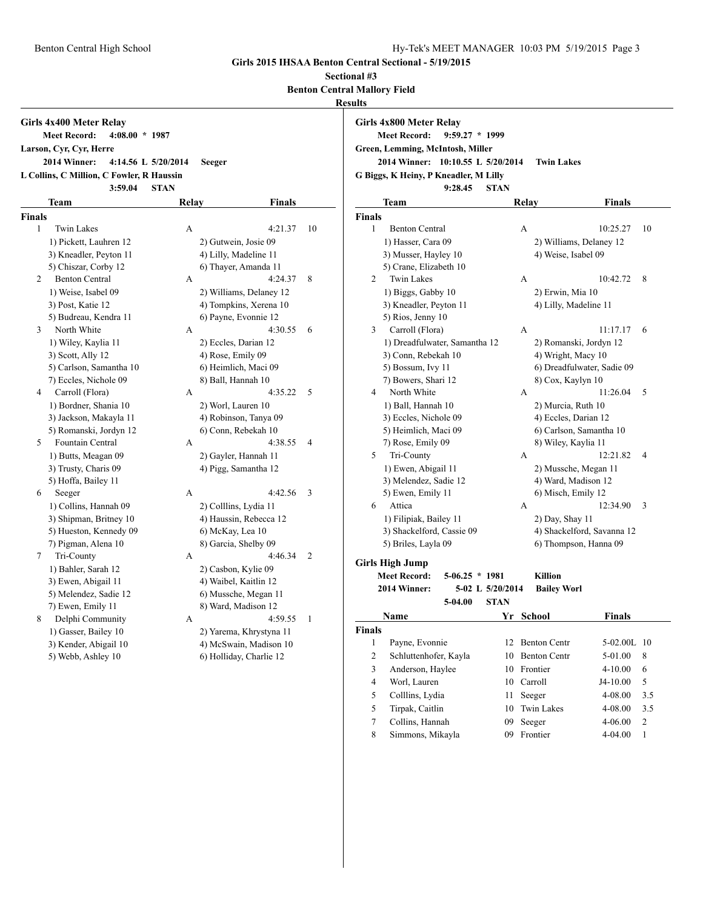**Girls 2015 IHSAA Benton Central Sectional - 5/19/2015**

**Sectional #3**

**Benton Central Mallory Field**

**Results**

## Girls 4x400 Meter Relay

**Meet Record:** 4:08.00 * 1987

**Larson, Cyr, Cyr, Herre**

**2014 Winner:** 4:14.56 L 5/20/2014 Seeger

**L Collins, C Million, C Fowler, R Haussin**

3:59.04 STAN

| | Team | Relay | Finals | |
|---|---|---|---|---|
| **Finals** | | | | |
| 1 | Twin Lakes | A | 4:21.37 | 10 |
| | 1) Pickett, Lauhren 12 | 2) Gutwein, Josie 09 | | |
| | 3) Kneadler, Peyton 11 | 4) Lilly, Madeline 11 | | |
| | 5) Chiszar, Corby 12 | 6) Thayer, Amanda 11 | | |
| 2 | Benton Central | A | 4:24.37 | 8 |
| | 1) Weise, Isabel 09 | 2) Williams, Delaney 12 | | |
| | 3) Post, Katie 12 | 4) Tompkins, Xerena 10 | | |
| | 5) Budreau, Kendra 11 | 6) Payne, Evonnie 12 | | |
| 3 | North White | A | 4:30.55 | 6 |
| | 1) Wiley, Kaylia 11 | 2) Eccles, Darian 12 | | |
| | 3) Scott, Ally 12 | 4) Rose, Emily 09 | | |
| | 5) Carlson, Samantha 10 | 6) Heimlich, Maci 09 | | |
| | 7) Eccles, Nichole 09 | 8) Ball, Hannah 10 | | |
| 4 | Carroll (Flora) | A | 4:35.22 | 5 |
| | 1) Bordner, Shania 10 | 2) Worl, Lauren 10 | | |
| | 3) Jackson, Makayla 11 | 4) Robinson, Tanya 09 | | |
| | 5) Romanski, Jordyn 12 | 6) Conn, Rebekah 10 | | |
| 5 | Fountain Central | A | 4:38.55 | 4 |
| | 1) Butts, Meagan 09 | 2) Gayler, Hannah 11 | | |
| | 3) Trusty, Charis 09 | 4) Pigg, Samantha 12 | | |
| | 5) Hoffa, Bailey 11 | | | |
| 6 | Seeger | A | 4:42.56 | 3 |
| | 1) Collins, Hannah 09 | 2) Colllins, Lydia 11 | | |
| | 3) Shipman, Britney 10 | 4) Haussin, Rebecca 12 | | |
| | 5) Hueston, Kennedy 09 | 6) McKay, Lea 10 | | |
| | 7) Pigman, Alena 10 | 8) Garcia, Shelby 09 | | |
| 7 | Tri-County | A | 4:46.34 | 2 |
| | 1) Bahler, Sarah 12 | 2) Casbon, Kylie 09 | | |
| | 3) Ewen, Abigail 11 | 4) Waibel, Kaitlin 12 | | |
| | 5) Melendez, Sadie 12 | 6) Mussche, Megan 11 | | |
| | 7) Ewen, Emily 11 | 8) Ward, Madison 12 | | |
| 8 | Delphi Community | A | 4:59.55 | 1 |
| | 1) Gasser, Bailey 10 | 2) Yarema, Khrystyna 11 | | |
| | 3) Kender, Abigail 10 | 4) McSwain, Madison 10 | | |
| | 5) Webb, Ashley 10 | 6) Holliday, Charlie 12 | | |

## Girls 4x800 Meter Relay

**Meet Record:** 9:59.27 * 1999

**Green, Lemming, McIntosh, Miller**

**2014 Winner:** 10:10.55 L 5/20/2014 Twin Lakes

**G Biggs, K Heiny, P Kneadler, M Lilly**

9:28.45 STAN

| | Team | Relay | Finals | |
|---|---|---|---|---|
| **Finals** | | | | |
| 1 | Benton Central | A | 10:25.27 | 10 |
| | 1) Hasser, Cara 09 | 2) Williams, Delaney 12 | | |
| | 3) Musser, Hayley 10 | 4) Weise, Isabel 09 | | |
| | 5) Crane, Elizabeth 10 | | | |
| 2 | Twin Lakes | A | 10:42.72 | 8 |
| | 1) Biggs, Gabby 10 | 2) Erwin, Mia 10 | | |
| | 3) Kneadler, Peyton 11 | 4) Lilly, Madeline 11 | | |
| | 5) Rios, Jenny 10 | | | |
| 3 | Carroll (Flora) | A | 11:17.17 | 6 |
| | 1) Dreadfulwater, Samantha 12 | 2) Romanski, Jordyn 12 | | |
| | 3) Conn, Rebekah 10 | 4) Wright, Macy 10 | | |
| | 5) Bossum, Ivy 11 | 6) Dreadfulwater, Sadie 09 | | |
| | 7) Bowers, Shari 12 | 8) Cox, Kaylyn 10 | | |
| 4 | North White | A | 11:26.04 | 5 |
| | 1) Ball, Hannah 10 | 2) Murcia, Ruth 10 | | |
| | 3) Eccles, Nichole 09 | 4) Eccles, Darian 12 | | |
| | 5) Heimlich, Maci 09 | 6) Carlson, Samantha 10 | | |
| | 7) Rose, Emily 09 | 8) Wiley, Kaylia 11 | | |
| 5 | Tri-County | A | 12:21.82 | 4 |
| | 1) Ewen, Abigail 11 | 2) Mussche, Megan 11 | | |
| | 3) Melendez, Sadie 12 | 4) Ward, Madison 12 | | |
| | 5) Ewen, Emily 11 | 6) Misch, Emily 12 | | |
| 6 | Attica | A | 12:34.90 | 3 |
| | 1) Filipiak, Bailey 11 | 2) Day, Shay 11 | | |
| | 3) Shackelford, Cassie 09 | 4) Shackelford, Savanna 12 | | |
| | 5) Briles, Layla 09 | 6) Thompson, Hanna 09 | | |

## Girls High Jump

**Meet Record:** 5-06.25 * 1981 Killion

**2014 Winner:** 5-02 L 5/20/2014 Bailey Worl

5-04.00 STAN

| | Name | Yr | School | Finals | |
|---|---|---|---|---|---|
| **Finals** | | | | | |
| 1 | Payne, Evonnie | 12 | Benton Centr | 5-02.00L | 10 |
| 2 | Schluttenhofer, Kayla | 10 | Benton Centr | 5-01.00 | 8 |
| 3 | Anderson, Haylee | 10 | Frontier | 4-10.00 | 6 |
| 4 | Worl, Lauren | 10 | Carroll | J4-10.00 | 5 |
| 5 | Colllins, Lydia | 11 | Seeger | 4-08.00 | 3.5 |
| 5 | Tirpak, Caitlin | 10 | Twin Lakes | 4-08.00 | 3.5 |
| 7 | Collins, Hannah | 09 | Seeger | 4-06.00 | 2 |
| 8 | Simmons, Mikayla | 09 | Frontier | 4-04.00 | 1 |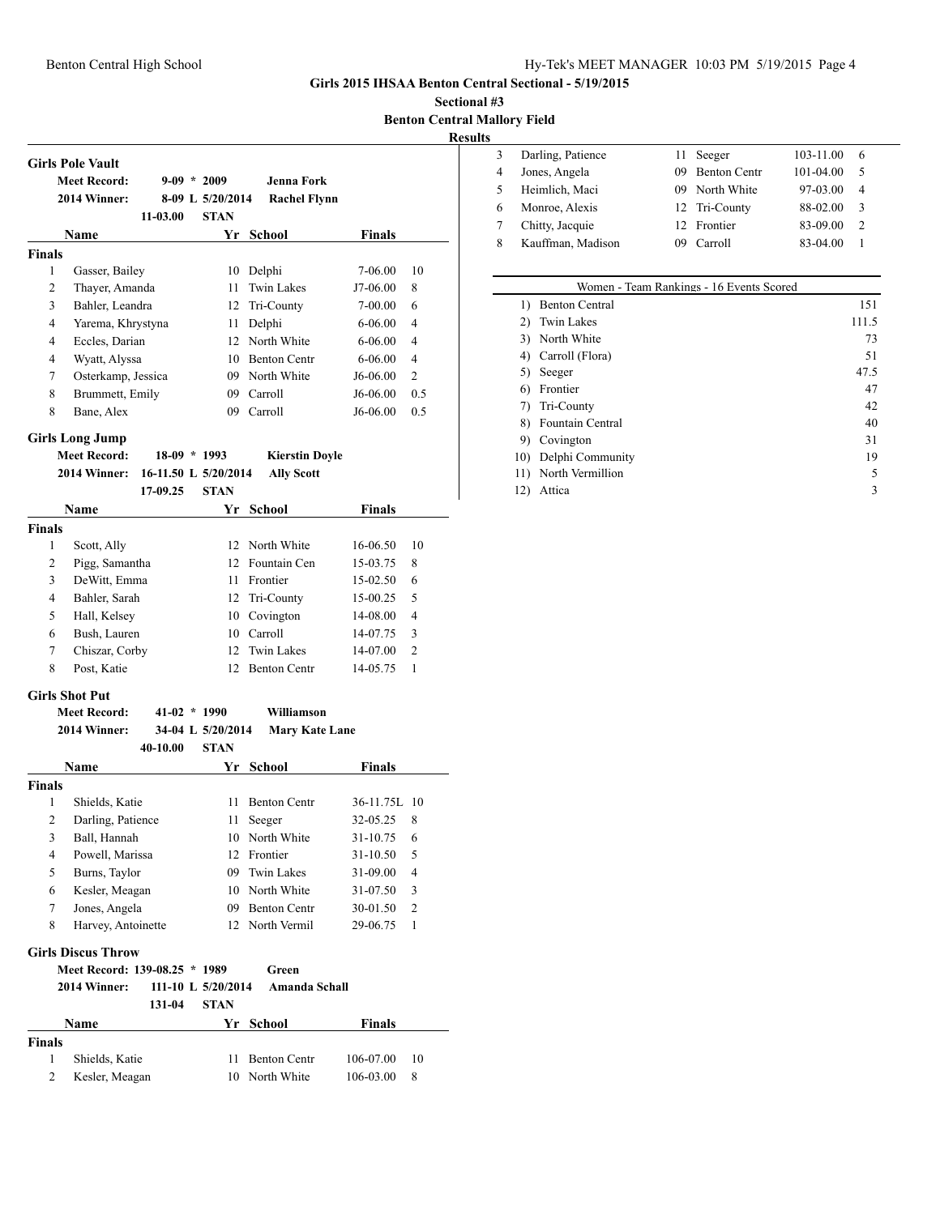**Girls 2015 IHSAA Benton Central Sectional - 5/19/2015**

**Sectional #3**

**Benton Central Mallory Field**

**Results**

### Girls Pole Vault

| | | | |
|---|---|---|---|
| **Meet Record:** | 9-09 * 2009 | **Jenna Fork** | |
| **2014 Winner:** | 8-09 L 5/20/2014 | **Rachel Flynn** | |
| | 11-03.00 STAN | | |

| | Name | Yr | School | Finals | |
|---|---|---|---|---|---|
| **Finals** | | | | | |
| 1 | Gasser, Bailey | 10 | Delphi | 7-06.00 | 10 |
| 2 | Thayer, Amanda | 11 | Twin Lakes | J7-06.00 | 8 |
| 3 | Bahler, Leandra | 12 | Tri-County | 7-00.00 | 6 |
| 4 | Yarema, Khrystyna | 11 | Delphi | 6-06.00 | 4 |
| 4 | Eccles, Darian | 12 | North White | 6-06.00 | 4 |
| 4 | Wyatt, Alyssa | 10 | Benton Centr | 6-06.00 | 4 |
| 7 | Osterkamp, Jessica | 09 | North White | J6-06.00 | 2 |
| 8 | Brummett, Emily | 09 | Carroll | J6-06.00 | 0.5 |
| 8 | Bane, Alex | 09 | Carroll | J6-06.00 | 0.5 |

### Girls Long Jump

| | | | |
|---|---|---|---|
| **Meet Record:** | 18-09 * 1993 | **Kierstin Doyle** | |
| **2014 Winner:** | 16-11.50 L 5/20/2014 | **Ally Scott** | |
| | 17-09.25 STAN | | |

| | Name | Yr | School | Finals | |
|---|---|---|---|---|---|
| **Finals** | | | | | |
| 1 | Scott, Ally | 12 | North White | 16-06.50 | 10 |
| 2 | Pigg, Samantha | 12 | Fountain Cen | 15-03.75 | 8 |
| 3 | DeWitt, Emma | 11 | Frontier | 15-02.50 | 6 |
| 4 | Bahler, Sarah | 12 | Tri-County | 15-00.25 | 5 |
| 5 | Hall, Kelsey | 10 | Covington | 14-08.00 | 4 |
| 6 | Bush, Lauren | 10 | Carroll | 14-07.75 | 3 |
| 7 | Chiszar, Corby | 12 | Twin Lakes | 14-07.00 | 2 |
| 8 | Post, Katie | 12 | Benton Centr | 14-05.75 | 1 |

### Girls Shot Put

| | | | |
|---|---|---|---|
| **Meet Record:** | 41-02 * 1990 | **Williamson** | |
| **2014 Winner:** | 34-04 L 5/20/2014 | **Mary Kate Lane** | |
| | 40-10.00 STAN | | |

| | Name | Yr | School | Finals | |
|---|---|---|---|---|---|
| **Finals** | | | | | |
| 1 | Shields, Katie | 11 | Benton Centr | 36-11.75L | 10 |
| 2 | Darling, Patience | 11 | Seeger | 32-05.25 | 8 |
| 3 | Ball, Hannah | 10 | North White | 31-10.75 | 6 |
| 4 | Powell, Marissa | 12 | Frontier | 31-10.50 | 5 |
| 5 | Burns, Taylor | 09 | Twin Lakes | 31-09.00 | 4 |
| 6 | Kesler, Meagan | 10 | North White | 31-07.50 | 3 |
| 7 | Jones, Angela | 09 | Benton Centr | 30-01.50 | 2 |
| 8 | Harvey, Antoinette | 12 | North Vermil | 29-06.75 | 1 |

### Girls Discus Throw

| | | | |
|---|---|---|---|
| **Meet Record:** | 139-08.25 * 1989 | **Green** | |
| **2014 Winner:** | 111-10 L 5/20/2014 | **Amanda Schall** | |
| | 131-04 STAN | | |

| | Name | Yr | School | Finals | |
|---|---|---|---|---|---|
| **Finals** | | | | | |
| 1 | Shields, Katie | 11 | Benton Centr | 106-07.00 | 10 |
| 2 | Kesler, Meagan | 10 | North White | 106-03.00 | 8 |
| 3 | Darling, Patience | 11 | Seeger | 103-11.00 | 6 |
| 4 | Jones, Angela | 09 | Benton Centr | 101-04.00 | 5 |
| 5 | Heimlich, Maci | 09 | North White | 97-03.00 | 4 |
| 6 | Monroe, Alexis | 12 | Tri-County | 88-02.00 | 3 |
| 7 | Chitty, Jacquie | 12 | Frontier | 83-09.00 | 2 |
| 8 | Kauffman, Madison | 09 | Carroll | 83-04.00 | 1 |

### Women - Team Rankings - 16 Events Scored

| | | |
|---|---|---|
| 1) | Benton Central | 151 |
| 2) | Twin Lakes | 111.5 |
| 3) | North White | 73 |
| 4) | Carroll (Flora) | 51 |
| 5) | Seeger | 47.5 |
| 6) | Frontier | 47 |
| 7) | Tri-County | 42 |
| 8) | Fountain Central | 40 |
| 9) | Covington | 31 |
| 10) | Delphi Community | 19 |
| 11) | North Vermillion | 5 |
| 12) | Attica | 3 |